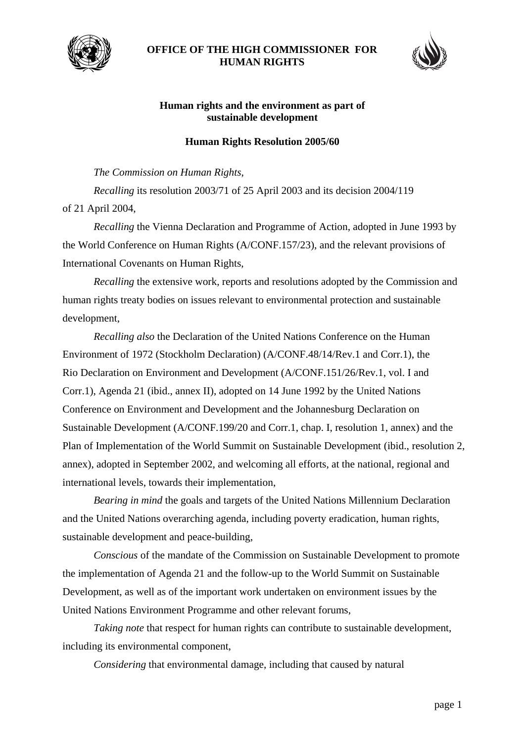**OFFICE OF THE HIGH COMMISSIONER FOR HUMAN RIGHTS**

## Human rights and the environment as part of sustainable development

### Human Rights Resolution 2005/60

*The Commission on Human Rights*,

*Recalling* its resolution 2003/71 of 25 April 2003 and its decision 2004/119 of 21 April 2004,

*Recalling* the Vienna Declaration and Programme of Action, adopted in June 1993 by the World Conference on Human Rights (A/CONF.157/23), and the relevant provisions of International Covenants on Human Rights,

*Recalling* the extensive work, reports and resolutions adopted by the Commission and human rights treaty bodies on issues relevant to environmental protection and sustainable development,

*Recalling also* the Declaration of the United Nations Conference on the Human Environment of 1972 (Stockholm Declaration) (A/CONF.48/14/Rev.1 and Corr.1), the Rio Declaration on Environment and Development (A/CONF.151/26/Rev.1, vol. I and Corr.1), Agenda 21 (ibid., annex II), adopted on 14 June 1992 by the United Nations Conference on Environment and Development and the Johannesburg Declaration on Sustainable Development (A/CONF.199/20 and Corr.1, chap. I, resolution 1, annex) and the Plan of Implementation of the World Summit on Sustainable Development (ibid., resolution 2, annex), adopted in September 2002, and welcoming all efforts, at the national, regional and international levels, towards their implementation,

*Bearing in mind* the goals and targets of the United Nations Millennium Declaration and the United Nations overarching agenda, including poverty eradication, human rights, sustainable development and peace-building,

*Conscious* of the mandate of the Commission on Sustainable Development to promote the implementation of Agenda 21 and the follow-up to the World Summit on Sustainable Development, as well as of the important work undertaken on environment issues by the United Nations Environment Programme and other relevant forums,

*Taking note* that respect for human rights can contribute to sustainable development, including its environmental component,

*Considering* that environmental damage, including that caused by natural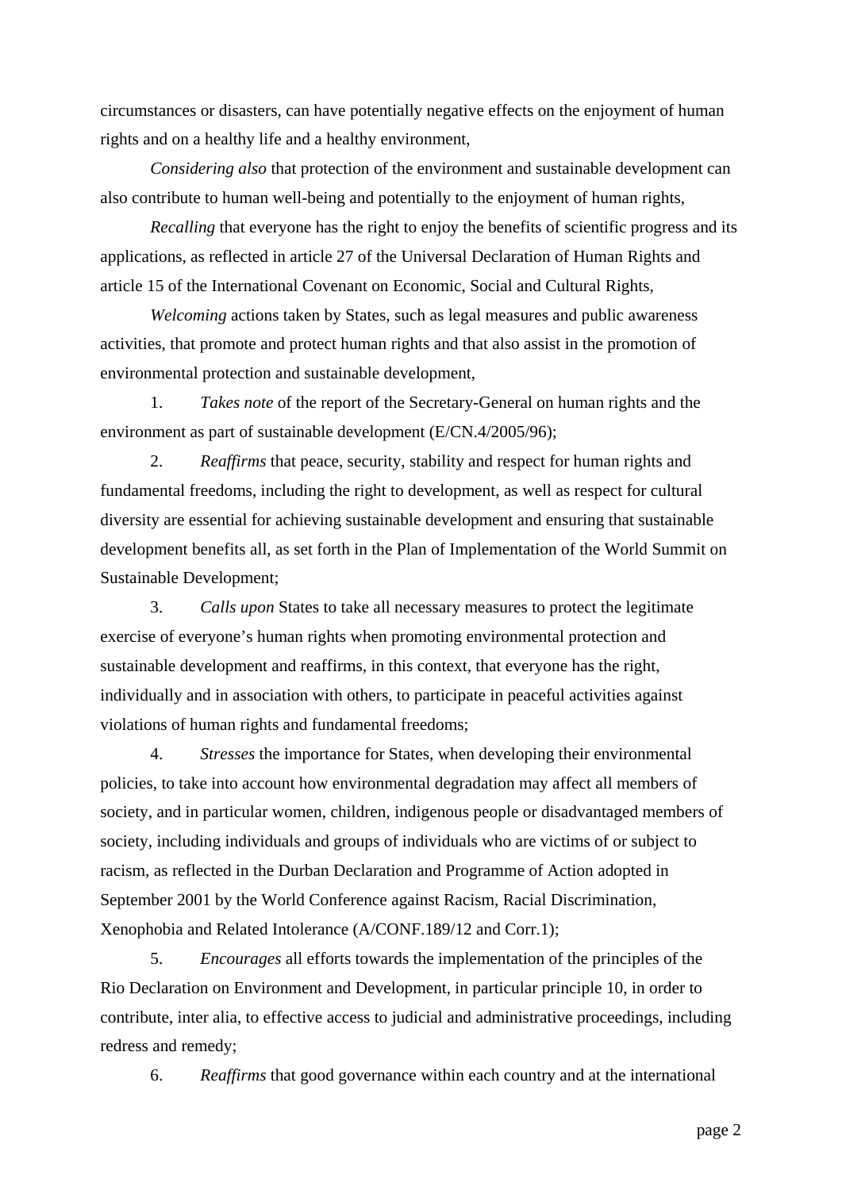circumstances or disasters, can have potentially negative effects on the enjoyment of human rights and on a healthy life and a healthy environment,

*Considering also* that protection of the environment and sustainable development can also contribute to human well-being and potentially to the enjoyment of human rights,

*Recalling* that everyone has the right to enjoy the benefits of scientific progress and its applications, as reflected in article 27 of the Universal Declaration of Human Rights and article 15 of the International Covenant on Economic, Social and Cultural Rights,

*Welcoming* actions taken by States, such as legal measures and public awareness activities, that promote and protect human rights and that also assist in the promotion of environmental protection and sustainable development,

1. *Takes note* of the report of the Secretary-General on human rights and the environment as part of sustainable development (E/CN.4/2005/96);

2. *Reaffirms* that peace, security, stability and respect for human rights and fundamental freedoms, including the right to development, as well as respect for cultural diversity are essential for achieving sustainable development and ensuring that sustainable development benefits all, as set forth in the Plan of Implementation of the World Summit on Sustainable Development;

3. *Calls upon* States to take all necessary measures to protect the legitimate exercise of everyone's human rights when promoting environmental protection and sustainable development and reaffirms, in this context, that everyone has the right, individually and in association with others, to participate in peaceful activities against violations of human rights and fundamental freedoms;

4. *Stresses* the importance for States, when developing their environmental policies, to take into account how environmental degradation may affect all members of society, and in particular women, children, indigenous people or disadvantaged members of society, including individuals and groups of individuals who are victims of or subject to racism, as reflected in the Durban Declaration and Programme of Action adopted in September 2001 by the World Conference against Racism, Racial Discrimination, Xenophobia and Related Intolerance (A/CONF.189/12 and Corr.1);

5. *Encourages* all efforts towards the implementation of the principles of the Rio Declaration on Environment and Development, in particular principle 10, in order to contribute, inter alia, to effective access to judicial and administrative proceedings, including redress and remedy;

6. *Reaffirms* that good governance within each country and at the international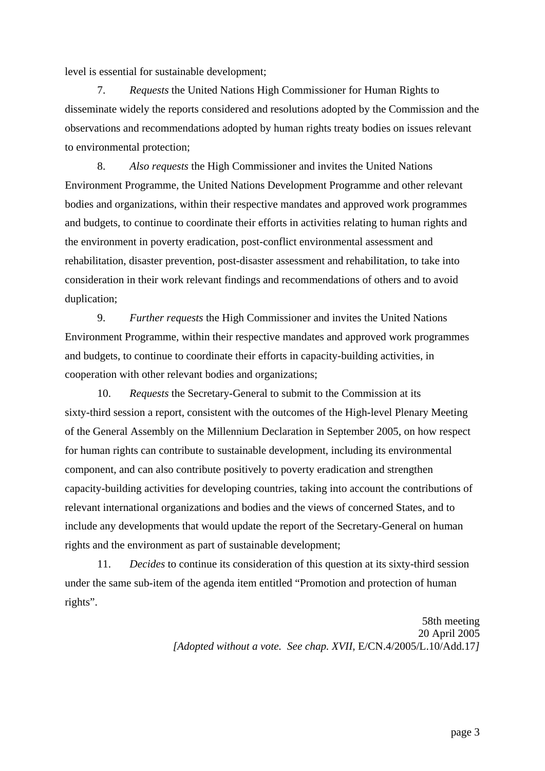level is essential for sustainable development;

7. *Requests* the United Nations High Commissioner for Human Rights to disseminate widely the reports considered and resolutions adopted by the Commission and the observations and recommendations adopted by human rights treaty bodies on issues relevant to environmental protection;

8. *Also requests* the High Commissioner and invites the United Nations Environment Programme, the United Nations Development Programme and other relevant bodies and organizations, within their respective mandates and approved work programmes and budgets, to continue to coordinate their efforts in activities relating to human rights and the environment in poverty eradication, post-conflict environmental assessment and rehabilitation, disaster prevention, post-disaster assessment and rehabilitation, to take into consideration in their work relevant findings and recommendations of others and to avoid duplication;

9. *Further requests* the High Commissioner and invites the United Nations Environment Programme, within their respective mandates and approved work programmes and budgets, to continue to coordinate their efforts in capacity-building activities, in cooperation with other relevant bodies and organizations;

10. *Requests* the Secretary-General to submit to the Commission at its sixty-third session a report, consistent with the outcomes of the High-level Plenary Meeting of the General Assembly on the Millennium Declaration in September 2005, on how respect for human rights can contribute to sustainable development, including its environmental component, and can also contribute positively to poverty eradication and strengthen capacity-building activities for developing countries, taking into account the contributions of relevant international organizations and bodies and the views of concerned States, and to include any developments that would update the report of the Secretary-General on human rights and the environment as part of sustainable development;

11. *Decides* to continue its consideration of this question at its sixty-third session under the same sub-item of the agenda item entitled "Promotion and protection of human rights".

58th meeting
20 April 2005
*[Adopted without a vote. See chap. XVII,* E/CN.4/2005/L.10/Add.17*]*